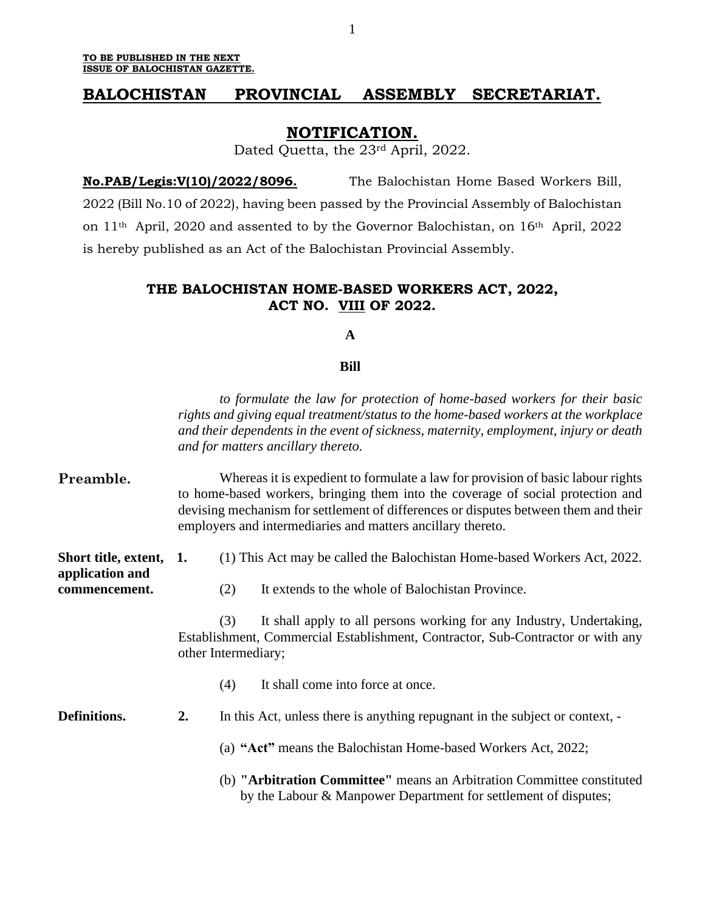**TO BE PUBLISHED IN THE NEXT ISSUE OF BALOCHISTAN GAZETTE.**

# BALOCHISTAN PROVINCIAL ASSEMBLY SECRETARIAT.

## NOTIFICATION.

Dated Quetta, the 23rd April, 2022.

**No.PAB/Legis:V(10)/2022/8096.** The Balochistan Home Based Workers Bill, 2022 (Bill No.10 of 2022), having been passed by the Provincial Assembly of Balochistan on 11th April, 2020 and assented to by the Governor Balochistan, on 16th April, 2022 is hereby published as an Act of the Balochistan Provincial Assembly.

## THE BALOCHISTAN HOME-BASED WORKERS ACT, 2022, ACT NO. VIII OF 2022.

**A**

**Bill**

*to formulate the law for protection of home-based workers for their basic rights and giving equal treatment/status to the home-based workers at the workplace and their dependents in the event of sickness, maternity, employment, injury or death and for matters ancillary thereto.*

**Preamble.** Whereas it is expedient to formulate a law for provision of basic labour rights to home-based workers, bringing them into the coverage of social protection and devising mechanism for settlement of differences or disputes between them and their employers and intermediaries and matters ancillary thereto.

**Short title, extent, application and commencement.**

**1.** (1) This Act may be called the Balochistan Home-based Workers Act, 2022.

(2) It extends to the whole of Balochistan Province.

(3) It shall apply to all persons working for any Industry, Undertaking, Establishment, Commercial Establishment, Contractor, Sub-Contractor or with any other Intermediary;

(4) It shall come into force at once.

**Definitions.**

**2.** In this Act, unless there is anything repugnant in the subject or context, -

(a) **"Act"** means the Balochistan Home-based Workers Act, 2022;

(b) **"Arbitration Committee"** means an Arbitration Committee constituted by the Labour & Manpower Department for settlement of disputes;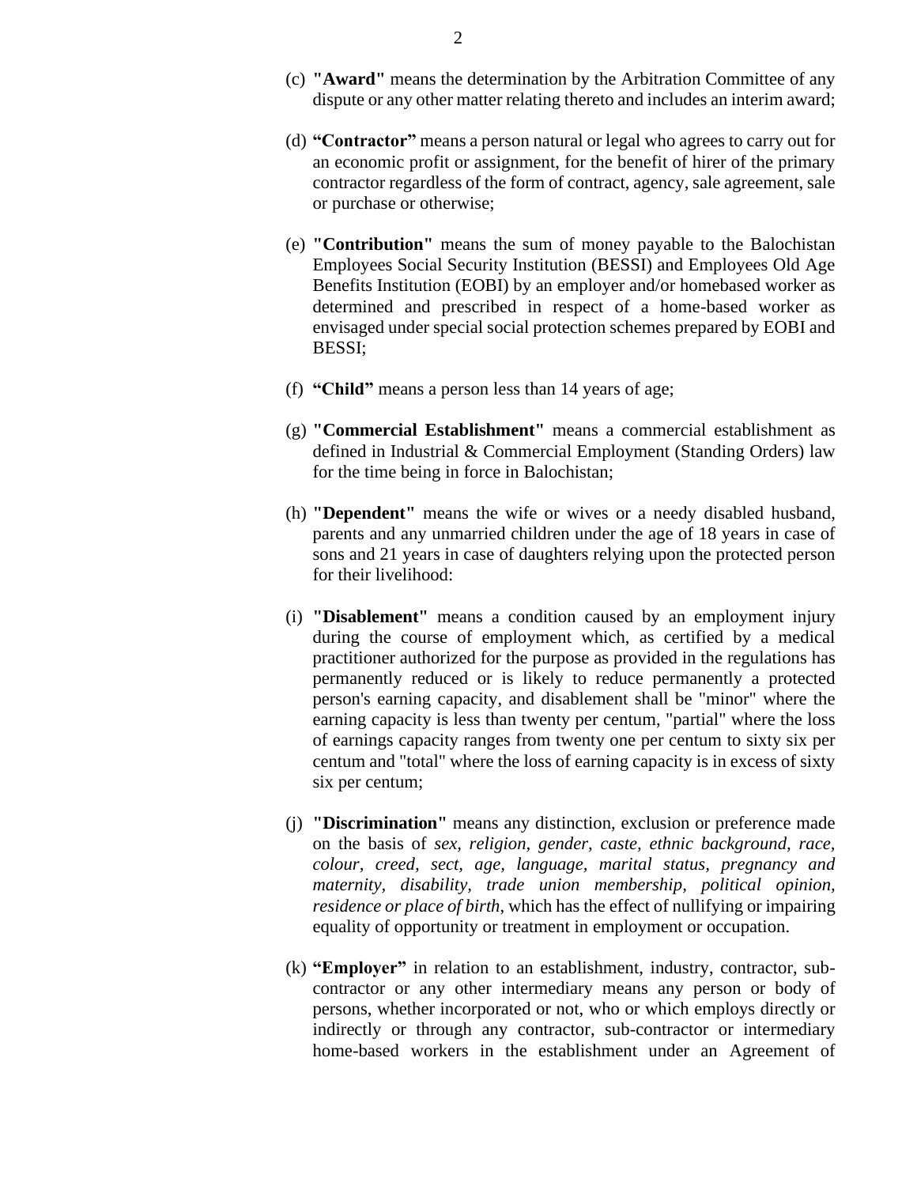(c) **"Award"** means the determination by the Arbitration Committee of any dispute or any other matter relating thereto and includes an interim award;

(d) **"Contractor"** means a person natural or legal who agrees to carry out for an economic profit or assignment, for the benefit of hirer of the primary contractor regardless of the form of contract, agency, sale agreement, sale or purchase or otherwise;

(e) **"Contribution"** means the sum of money payable to the Balochistan Employees Social Security Institution (BESSI) and Employees Old Age Benefits Institution (EOBI) by an employer and/or homebased worker as determined and prescribed in respect of a home-based worker as envisaged under special social protection schemes prepared by EOBI and BESSI;

(f) **"Child"** means a person less than 14 years of age;

(g) **"Commercial Establishment"** means a commercial establishment as defined in Industrial & Commercial Employment (Standing Orders) law for the time being in force in Balochistan;

(h) **"Dependent"** means the wife or wives or a needy disabled husband, parents and any unmarried children under the age of 18 years in case of sons and 21 years in case of daughters relying upon the protected person for their livelihood:

(i) **"Disablement"** means a condition caused by an employment injury during the course of employment which, as certified by a medical practitioner authorized for the purpose as provided in the regulations has permanently reduced or is likely to reduce permanently a protected person's earning capacity, and disablement shall be "minor" where the earning capacity is less than twenty per centum, "partial" where the loss of earnings capacity ranges from twenty one per centum to sixty six per centum and "total" where the loss of earning capacity is in excess of sixty six per centum;

(j) **"Discrimination"** means any distinction, exclusion or preference made on the basis of *sex, religion, gender, caste, ethnic background, race, colour, creed, sect, age, language, marital status, pregnancy and maternity, disability, trade union membership, political opinion, residence or place of birth*, which has the effect of nullifying or impairing equality of opportunity or treatment in employment or occupation.

(k) **"Employer"** in relation to an establishment, industry, contractor, sub-contractor or any other intermediary means any person or body of persons, whether incorporated or not, who or which employs directly or indirectly or through any contractor, sub-contractor or intermediary home-based workers in the establishment under an Agreement of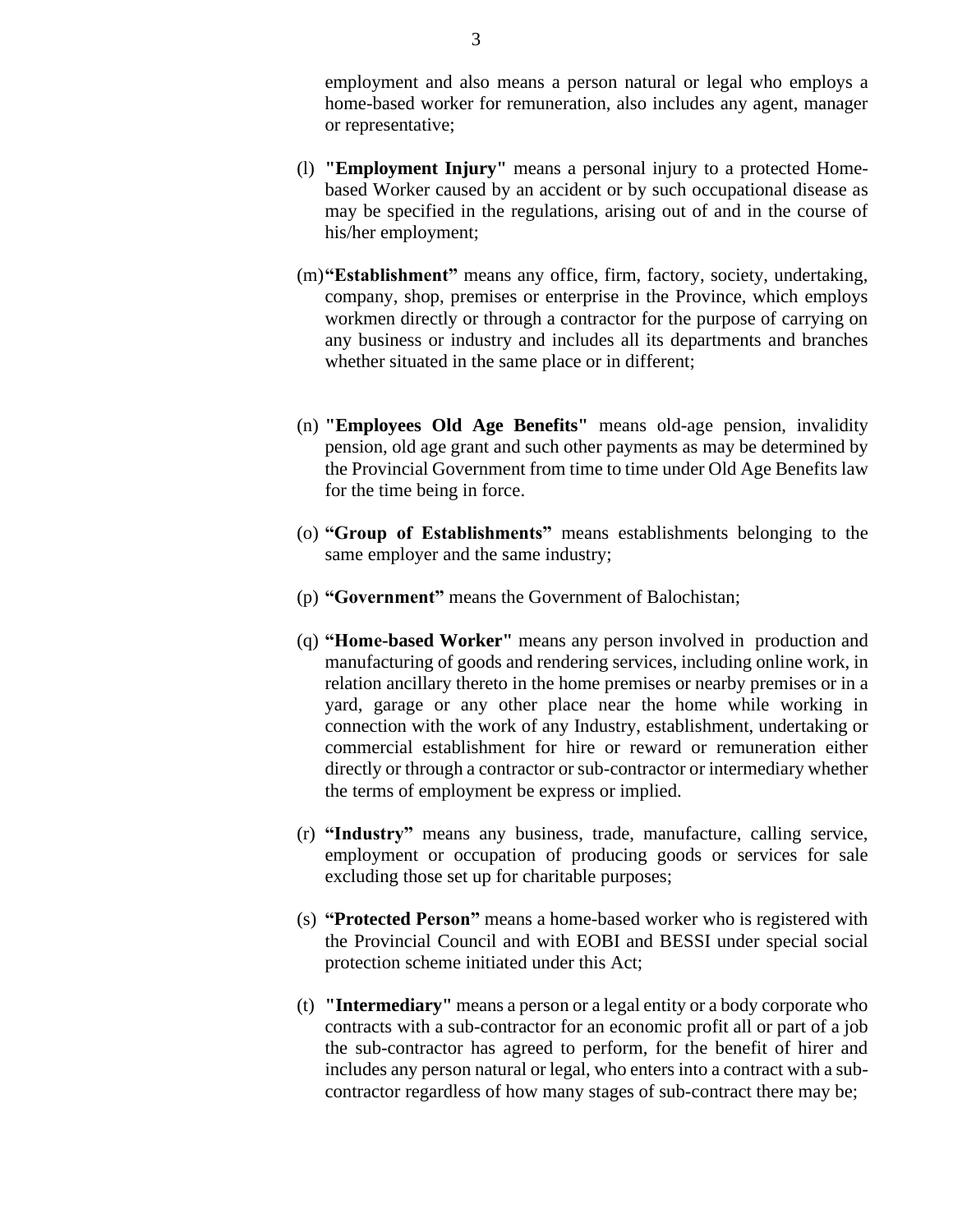employment and also means a person natural or legal who employs a home-based worker for remuneration, also includes any agent, manager or representative;

(l) **"Employment Injury"** means a personal injury to a protected Home-based Worker caused by an accident or by such occupational disease as may be specified in the regulations, arising out of and in the course of his/her employment;

(m) **"Establishment"** means any office, firm, factory, society, undertaking, company, shop, premises or enterprise in the Province, which employs workmen directly or through a contractor for the purpose of carrying on any business or industry and includes all its departments and branches whether situated in the same place or in different;

(n) **"Employees Old Age Benefits"** means old-age pension, invalidity pension, old age grant and such other payments as may be determined by the Provincial Government from time to time under Old Age Benefits law for the time being in force.

(o) **"Group of Establishments"** means establishments belonging to the same employer and the same industry;

(p) **"Government"** means the Government of Balochistan;

(q) **"Home-based Worker"** means any person involved in production and manufacturing of goods and rendering services, including online work, in relation ancillary thereto in the home premises or nearby premises or in a yard, garage or any other place near the home while working in connection with the work of any Industry, establishment, undertaking or commercial establishment for hire or reward or remuneration either directly or through a contractor or sub-contractor or intermediary whether the terms of employment be express or implied.

(r) **"Industry"** means any business, trade, manufacture, calling service, employment or occupation of producing goods or services for sale excluding those set up for charitable purposes;

(s) **"Protected Person"** means a home-based worker who is registered with the Provincial Council and with EOBI and BESSI under special social protection scheme initiated under this Act;

(t) **"Intermediary"** means a person or a legal entity or a body corporate who contracts with a sub-contractor for an economic profit all or part of a job the sub-contractor has agreed to perform, for the benefit of hirer and includes any person natural or legal, who enters into a contract with a sub-contractor regardless of how many stages of sub-contract there may be;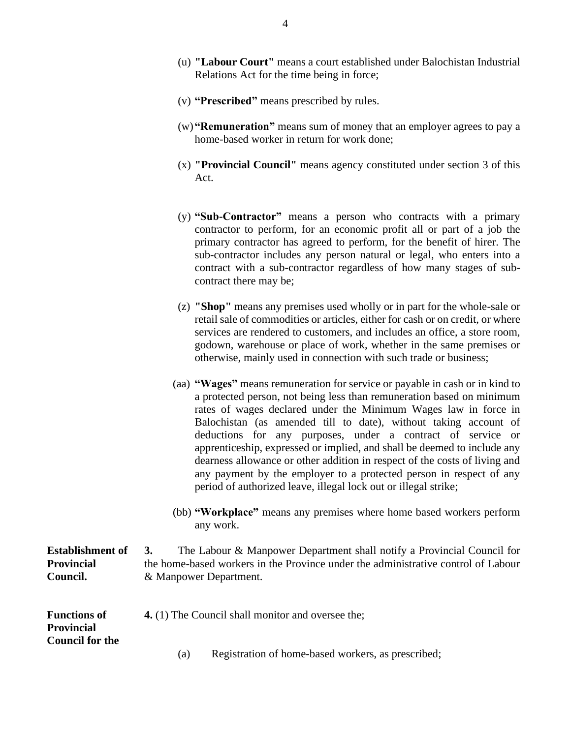(u) **"Labour Court"** means a court established under Balochistan Industrial Relations Act for the time being in force;

(v) **"Prescribed"** means prescribed by rules.

(w) **"Remuneration"** means sum of money that an employer agrees to pay a home-based worker in return for work done;

(x) **"Provincial Council"** means agency constituted under section 3 of this Act.

(y) **"Sub-Contractor"** means a person who contracts with a primary contractor to perform, for an economic profit all or part of a job the primary contractor has agreed to perform, for the benefit of hirer. The sub-contractor includes any person natural or legal, who enters into a contract with a sub-contractor regardless of how many stages of sub-contract there may be;

(z) **"Shop"** means any premises used wholly or in part for the whole-sale or retail sale of commodities or articles, either for cash or on credit, or where services are rendered to customers, and includes an office, a store room, godown, warehouse or place of work, whether in the same premises or otherwise, mainly used in connection with such trade or business;

(aa) **"Wages"** means remuneration for service or payable in cash or in kind to a protected person, not being less than remuneration based on minimum rates of wages declared under the Minimum Wages law in force in Balochistan (as amended till to date), without taking account of deductions for any purposes, under a contract of service or apprenticeship, expressed or implied, and shall be deemed to include any dearness allowance or other addition in respect of the costs of living and any payment by the employer to a protected person in respect of any period of authorized leave, illegal lock out or illegal strike;

(bb) **"Workplace"** means any premises where home based workers perform any work.

**Establishment of Provincial Council.**

**3.** The Labour & Manpower Department shall notify a Provincial Council for the home-based workers in the Province under the administrative control of Labour & Manpower Department.

**Functions of Provincial Council for the**

**4.** (1) The Council shall monitor and oversee the;

(a) Registration of home-based workers, as prescribed;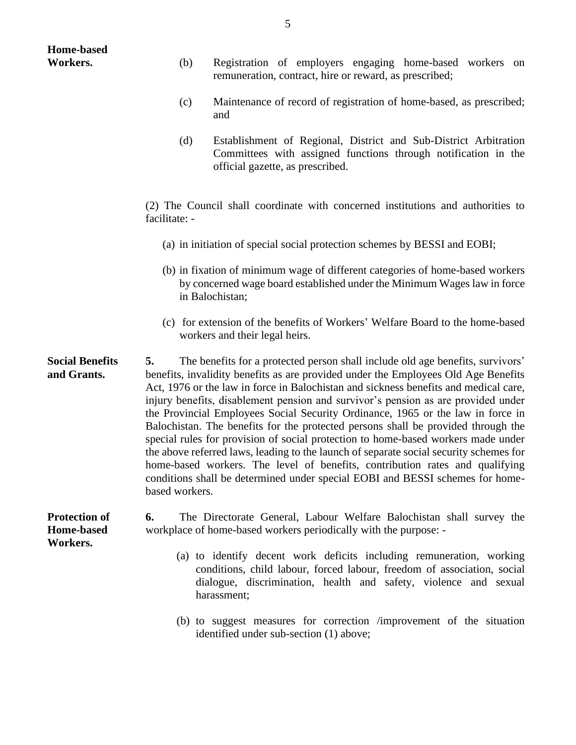**Home-based Workers.**

(b) Registration of employers engaging home-based workers on remuneration, contract, hire or reward, as prescribed;

(c) Maintenance of record of registration of home-based, as prescribed; and

(d) Establishment of Regional, District and Sub-District Arbitration Committees with assigned functions through notification in the official gazette, as prescribed.

(2) The Council shall coordinate with concerned institutions and authorities to facilitate: -

(a) in initiation of special social protection schemes by BESSI and EOBI;

(b) in fixation of minimum wage of different categories of home-based workers by concerned wage board established under the Minimum Wages law in force in Balochistan;

(c) for extension of the benefits of Workers' Welfare Board to the home-based workers and their legal heirs.

**Social Benefits and Grants.**

**5.** The benefits for a protected person shall include old age benefits, survivors' benefits, invalidity benefits as are provided under the Employees Old Age Benefits Act, 1976 or the law in force in Balochistan and sickness benefits and medical care, injury benefits, disablement pension and survivor's pension as are provided under the Provincial Employees Social Security Ordinance, 1965 or the law in force in Balochistan. The benefits for the protected persons shall be provided through the special rules for provision of social protection to home-based workers made under the above referred laws, leading to the launch of separate social security schemes for home-based workers. The level of benefits, contribution rates and qualifying conditions shall be determined under special EOBI and BESSI schemes for home-based workers.

**Protection of Home-based Workers.**

**6.** The Directorate General, Labour Welfare Balochistan shall survey the workplace of home-based workers periodically with the purpose: -

(a) to identify decent work deficits including remuneration, working conditions, child labour, forced labour, freedom of association, social dialogue, discrimination, health and safety, violence and sexual harassment;

(b) to suggest measures for correction /improvement of the situation identified under sub-section (1) above;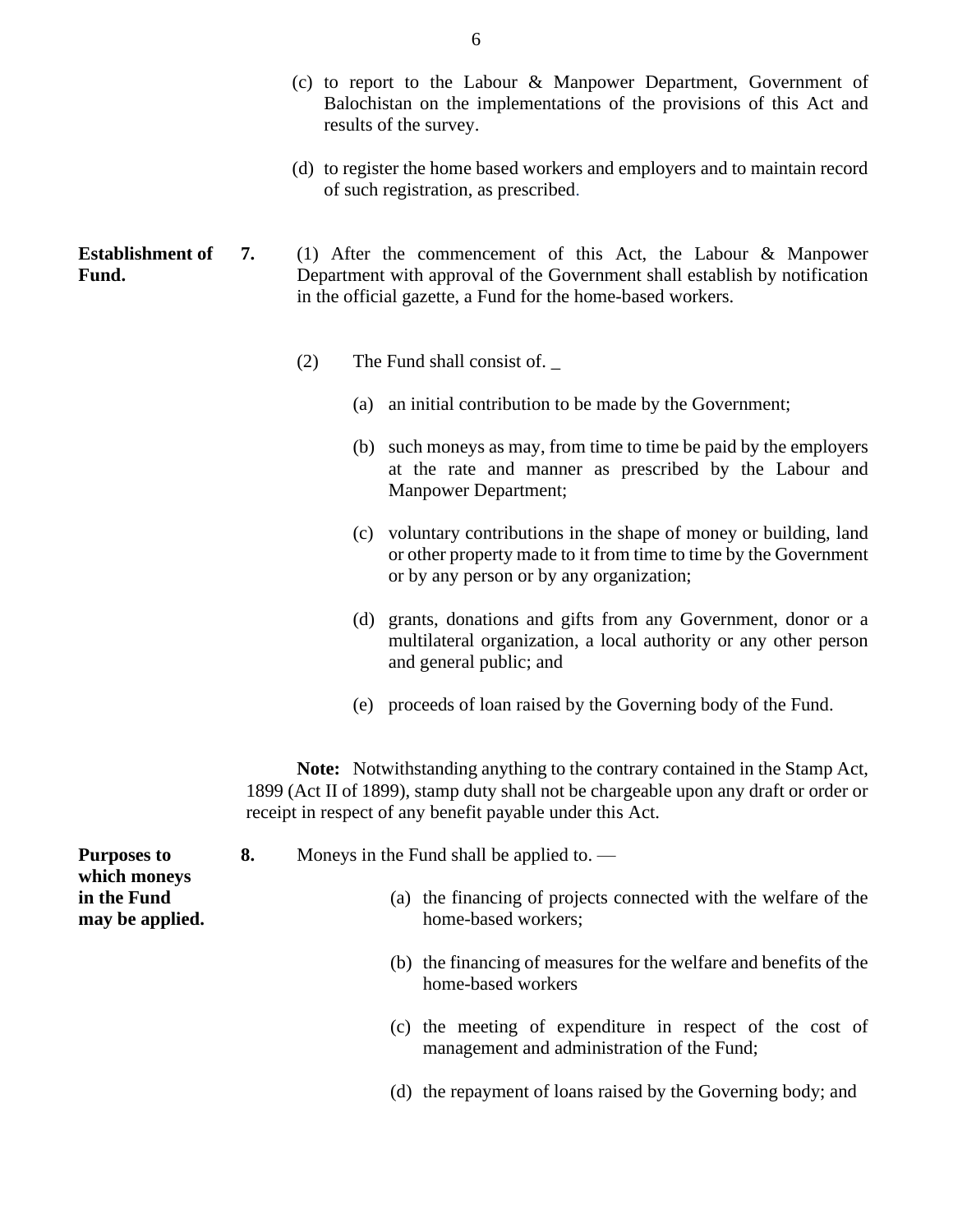(c) to report to the Labour & Manpower Department, Government of Balochistan on the implementations of the provisions of this Act and results of the survey.

(d) to register the home based workers and employers and to maintain record of such registration, as prescribed.

**Establishment of Fund.**

**7.** (1) After the commencement of this Act, the Labour & Manpower Department with approval of the Government shall establish by notification in the official gazette, a Fund for the home-based workers.

(2) The Fund shall consist of. _

(a) an initial contribution to be made by the Government;

(b) such moneys as may, from time to time be paid by the employers at the rate and manner as prescribed by the Labour and Manpower Department;

(c) voluntary contributions in the shape of money or building, land or other property made to it from time to time by the Government or by any person or by any organization;

(d) grants, donations and gifts from any Government, donor or a multilateral organization, a local authority or any other person and general public; and

(e) proceeds of loan raised by the Governing body of the Fund.

**Note:** Notwithstanding anything to the contrary contained in the Stamp Act, 1899 (Act II of 1899), stamp duty shall not be chargeable upon any draft or order or receipt in respect of any benefit payable under this Act.

**Purposes to which moneys in the Fund may be applied.**

**8.** Moneys in the Fund shall be applied to. —

(a) the financing of projects connected with the welfare of the home-based workers;

(b) the financing of measures for the welfare and benefits of the home-based workers

(c) the meeting of expenditure in respect of the cost of management and administration of the Fund;

(d) the repayment of loans raised by the Governing body; and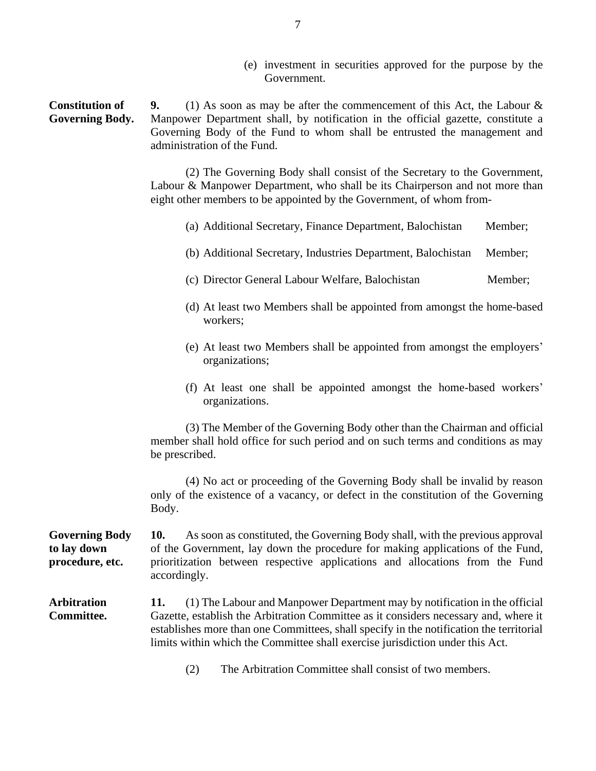(e) investment in securities approved for the purpose by the Government.

**Constitution of Governing Body.**

**9.** (1) As soon as may be after the commencement of this Act, the Labour & Manpower Department shall, by notification in the official gazette, constitute a Governing Body of the Fund to whom shall be entrusted the management and administration of the Fund.

(2) The Governing Body shall consist of the Secretary to the Government, Labour & Manpower Department, who shall be its Chairperson and not more than eight other members to be appointed by the Government, of whom from-

(a) Additional Secretary, Finance Department, Balochistan Member;

(b) Additional Secretary, Industries Department, Balochistan Member;

(c) Director General Labour Welfare, Balochistan Member;

(d) At least two Members shall be appointed from amongst the home-based workers;

(e) At least two Members shall be appointed from amongst the employers' organizations;

(f) At least one shall be appointed amongst the home-based workers' organizations.

(3) The Member of the Governing Body other than the Chairman and official member shall hold office for such period and on such terms and conditions as may be prescribed.

(4) No act or proceeding of the Governing Body shall be invalid by reason only of the existence of a vacancy, or defect in the constitution of the Governing Body.

**Governing Body to lay down procedure, etc.**

**10.** As soon as constituted, the Governing Body shall, with the previous approval of the Government, lay down the procedure for making applications of the Fund, prioritization between respective applications and allocations from the Fund accordingly.

**Arbitration Committee.**

**11.** (1) The Labour and Manpower Department may by notification in the official Gazette, establish the Arbitration Committee as it considers necessary and, where it establishes more than one Committees, shall specify in the notification the territorial limits within which the Committee shall exercise jurisdiction under this Act.

(2) The Arbitration Committee shall consist of two members.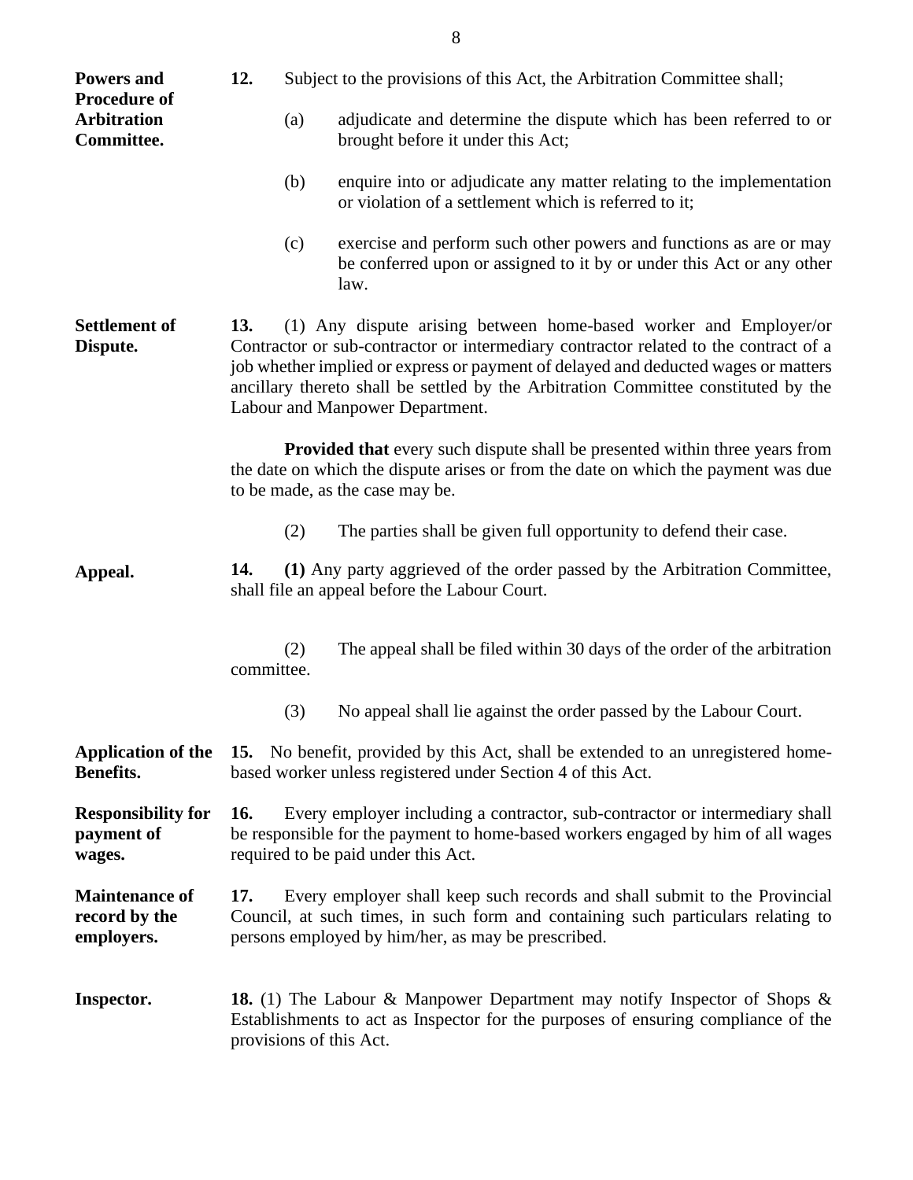**Powers and Procedure of Arbitration Committee.**

**12.** Subject to the provisions of this Act, the Arbitration Committee shall;

(a) adjudicate and determine the dispute which has been referred to or brought before it under this Act;

(b) enquire into or adjudicate any matter relating to the implementation or violation of a settlement which is referred to it;

(c) exercise and perform such other powers and functions as are or may be conferred upon or assigned to it by or under this Act or any other law.

**Settlement of Dispute.**

**13.** (1) Any dispute arising between home-based worker and Employer/or Contractor or sub-contractor or intermediary contractor related to the contract of a job whether implied or express or payment of delayed and deducted wages or matters ancillary thereto shall be settled by the Arbitration Committee constituted by the Labour and Manpower Department.

**Provided that** every such dispute shall be presented within three years from the date on which the dispute arises or from the date on which the payment was due to be made, as the case may be.

(2) The parties shall be given full opportunity to defend their case.

**Appeal.**

**14.** **(1)** Any party aggrieved of the order passed by the Arbitration Committee, shall file an appeal before the Labour Court.

(2) The appeal shall be filed within 30 days of the order of the arbitration committee.

(3) No appeal shall lie against the order passed by the Labour Court.

**Application of the Benefits.**

**15.** No benefit, provided by this Act, shall be extended to an unregistered home-based worker unless registered under Section 4 of this Act.

**Responsibility for payment of wages.**

**16.** Every employer including a contractor, sub-contractor or intermediary shall be responsible for the payment to home-based workers engaged by him of all wages required to be paid under this Act.

**Maintenance of record by the employers.**

**17.** Every employer shall keep such records and shall submit to the Provincial Council, at such times, in such form and containing such particulars relating to persons employed by him/her, as may be prescribed.

**Inspector.**

**18.** (1) The Labour & Manpower Department may notify Inspector of Shops & Establishments to act as Inspector for the purposes of ensuring compliance of the provisions of this Act.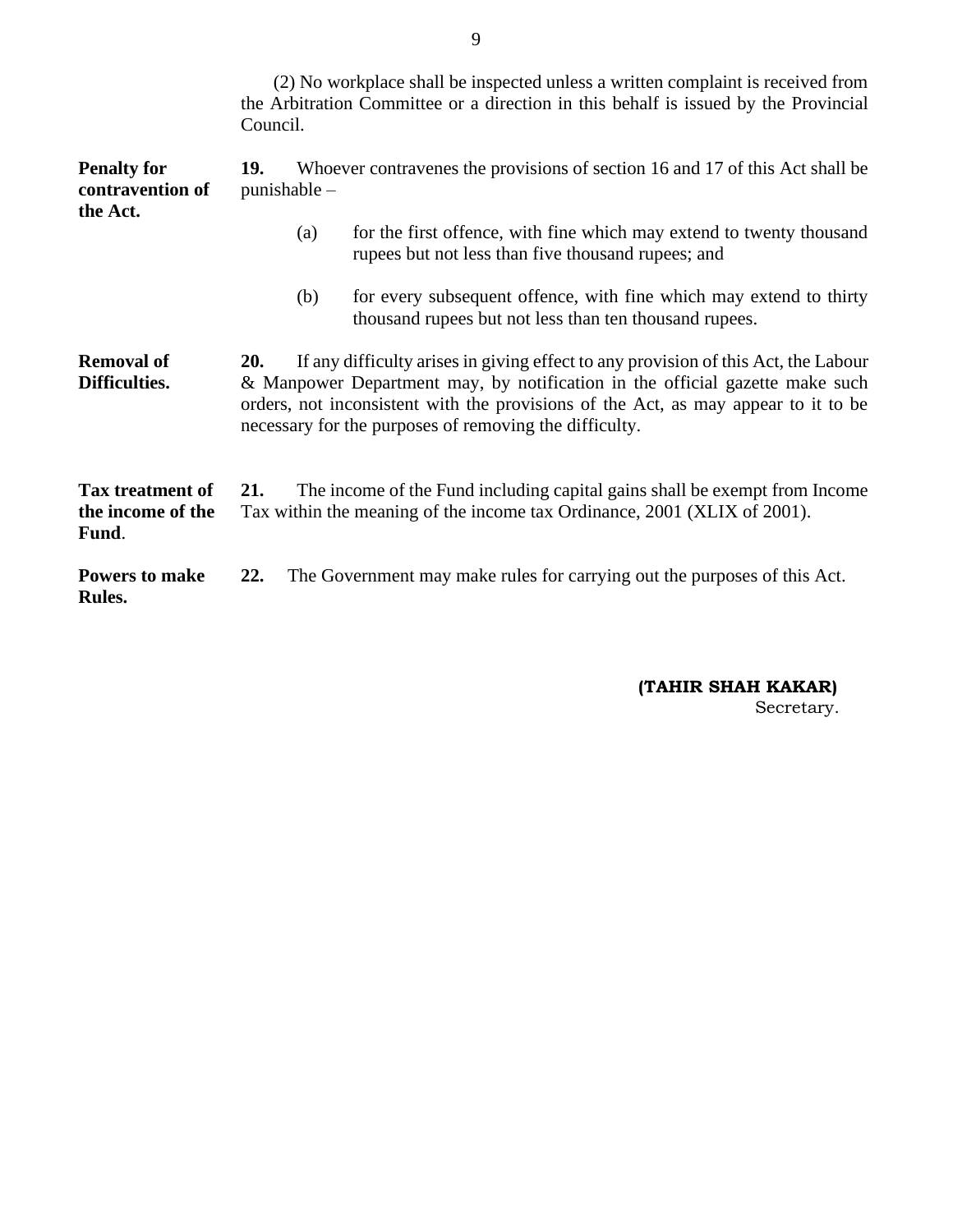(2) No workplace shall be inspected unless a written complaint is received from the Arbitration Committee or a direction in this behalf is issued by the Provincial Council.

**Penalty for contravention of the Act.**

**19.** Whoever contravenes the provisions of section 16 and 17 of this Act shall be punishable –

(a) for the first offence, with fine which may extend to twenty thousand rupees but not less than five thousand rupees; and

(b) for every subsequent offence, with fine which may extend to thirty thousand rupees but not less than ten thousand rupees.

**Removal of Difficulties.**

**20.** If any difficulty arises in giving effect to any provision of this Act, the Labour & Manpower Department may, by notification in the official gazette make such orders, not inconsistent with the provisions of the Act, as may appear to it to be necessary for the purposes of removing the difficulty.

**Tax treatment of the income of the Fund.**

**21.** The income of the Fund including capital gains shall be exempt from Income Tax within the meaning of the income tax Ordinance, 2001 (XLIX of 2001).

**Powers to make Rules.**

**22.** The Government may make rules for carrying out the purposes of this Act.

**(TAHIR SHAH KAKAR)**
Secretary.